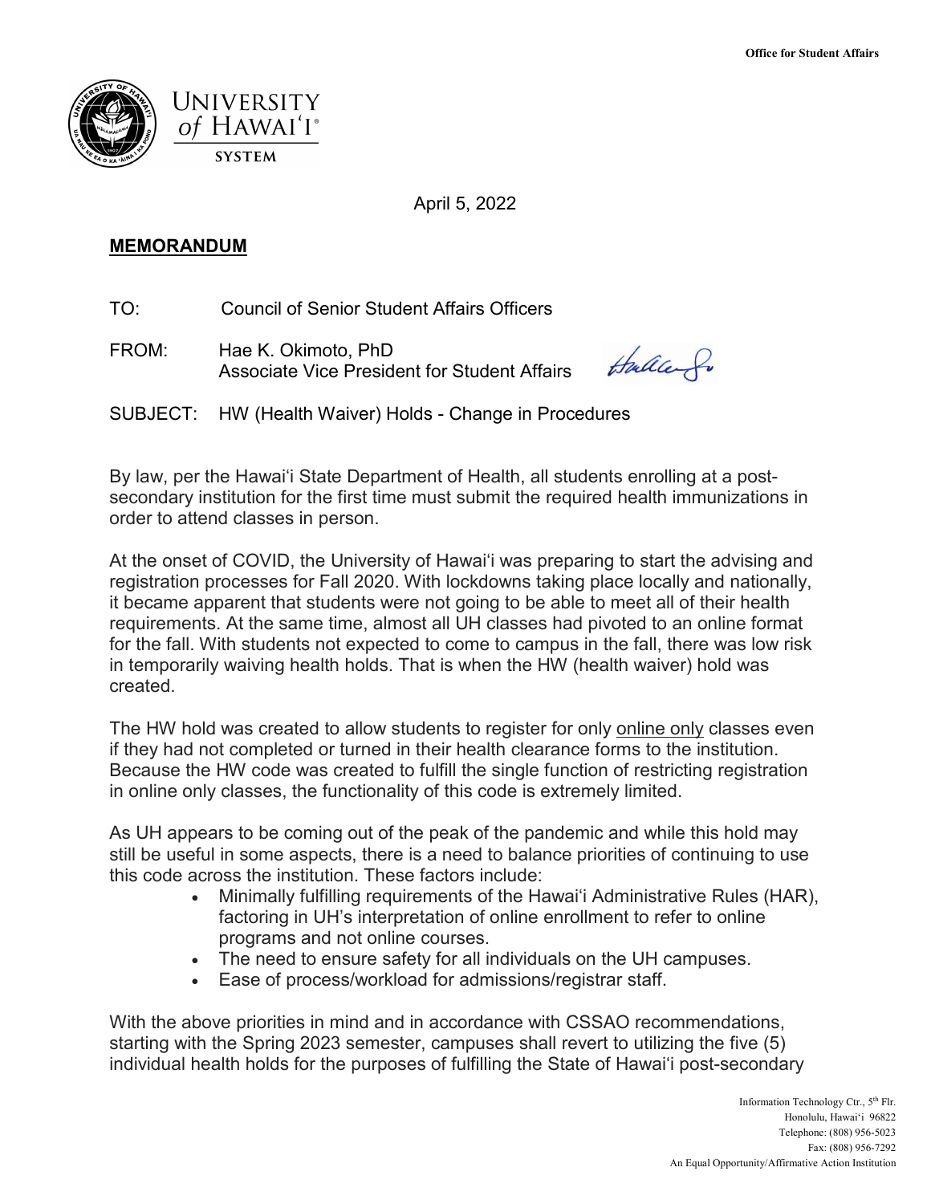Office for Student Affairs

UNIVERSITY of HAWAIʻI® SYSTEM

April 5, 2022

**MEMORANDUM**

TO: Council of Senior Student Affairs Officers

FROM: Hae K. Okimoto, PhD
Associate Vice President for Student Affairs

SUBJECT: HW (Health Waiver) Holds - Change in Procedures

By law, per the Hawaiʻi State Department of Health, all students enrolling at a post-secondary institution for the first time must submit the required health immunizations in order to attend classes in person.

At the onset of COVID, the University of Hawaiʻi was preparing to start the advising and registration processes for Fall 2020. With lockdowns taking place locally and nationally, it became apparent that students were not going to be able to meet all of their health requirements. At the same time, almost all UH classes had pivoted to an online format for the fall. With students not expected to come to campus in the fall, there was low risk in temporarily waiving health holds. That is when the HW (health waiver) hold was created.

The HW hold was created to allow students to register for only online only classes even if they had not completed or turned in their health clearance forms to the institution. Because the HW code was created to fulfill the single function of restricting registration in online only classes, the functionality of this code is extremely limited.

As UH appears to be coming out of the peak of the pandemic and while this hold may still be useful in some aspects, there is a need to balance priorities of continuing to use this code across the institution. These factors include:

- Minimally fulfilling requirements of the Hawaiʻi Administrative Rules (HAR), factoring in UH's interpretation of online enrollment to refer to online programs and not online courses.
- The need to ensure safety for all individuals on the UH campuses.
- Ease of process/workload for admissions/registrar staff.

With the above priorities in mind and in accordance with CSSAO recommendations, starting with the Spring 2023 semester, campuses shall revert to utilizing the five (5) individual health holds for the purposes of fulfilling the State of Hawaiʻi post-secondary

Information Technology Ctr., 5th Flr.
Honolulu, Hawaiʻi 96822
Telephone: (808) 956-5023
Fax: (808) 956-7292
An Equal Opportunity/Affirmative Action Institution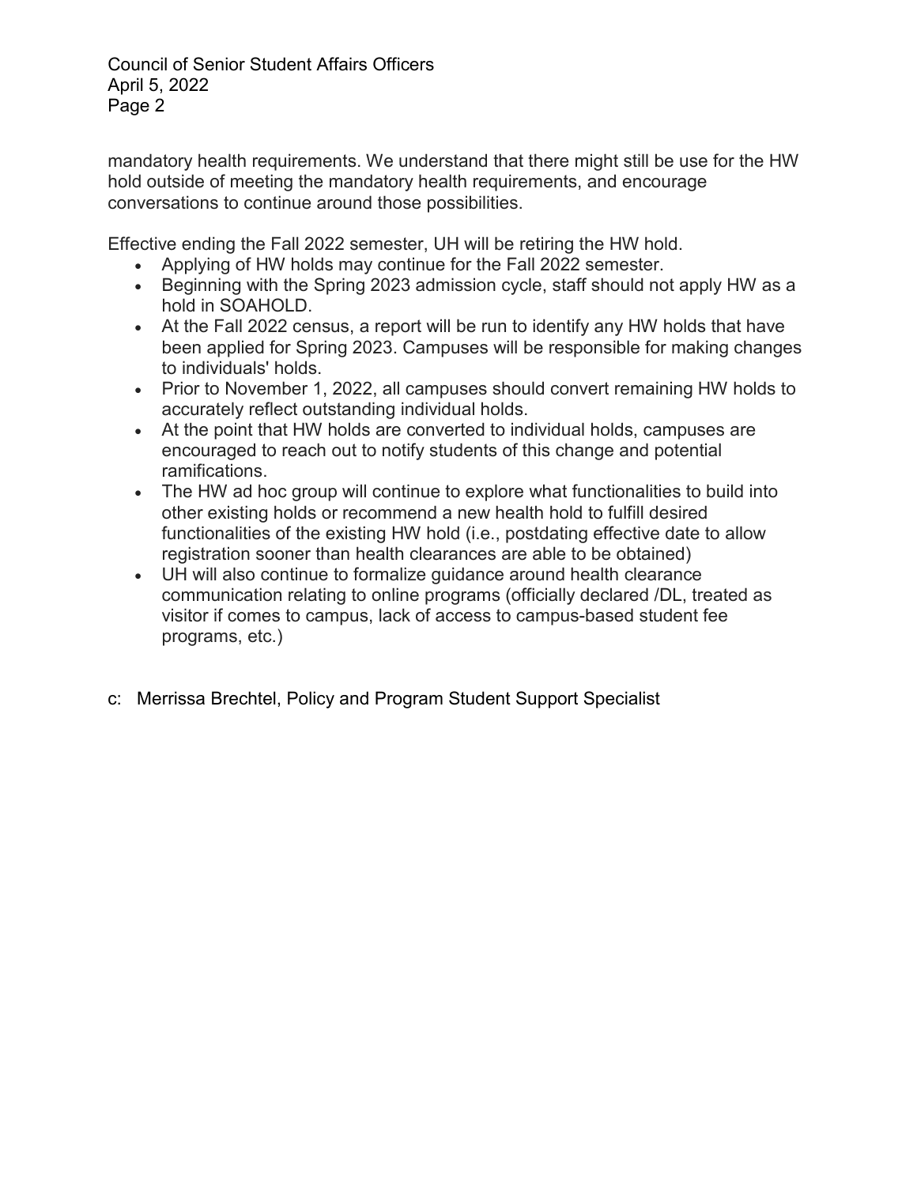mandatory health requirements. We understand that there might still be use for the HW hold outside of meeting the mandatory health requirements, and encourage conversations to continue around those possibilities.

Effective ending the Fall 2022 semester, UH will be retiring the HW hold.

- Applying of HW holds may continue for the Fall 2022 semester.
- Beginning with the Spring 2023 admission cycle, staff should not apply HW as a hold in SOAHOLD.
- At the Fall 2022 census, a report will be run to identify any HW holds that have been applied for Spring 2023. Campuses will be responsible for making changes to individuals' holds.
- Prior to November 1, 2022, all campuses should convert remaining HW holds to accurately reflect outstanding individual holds.
- At the point that HW holds are converted to individual holds, campuses are encouraged to reach out to notify students of this change and potential ramifications.
- The HW ad hoc group will continue to explore what functionalities to build into other existing holds or recommend a new health hold to fulfill desired functionalities of the existing HW hold (i.e., postdating effective date to allow registration sooner than health clearances are able to be obtained)
- UH will also continue to formalize guidance around health clearance communication relating to online programs (officially declared /DL, treated as visitor if comes to campus, lack of access to campus-based student fee programs, etc.)

c: Merrissa Brechtel, Policy and Program Student Support Specialist